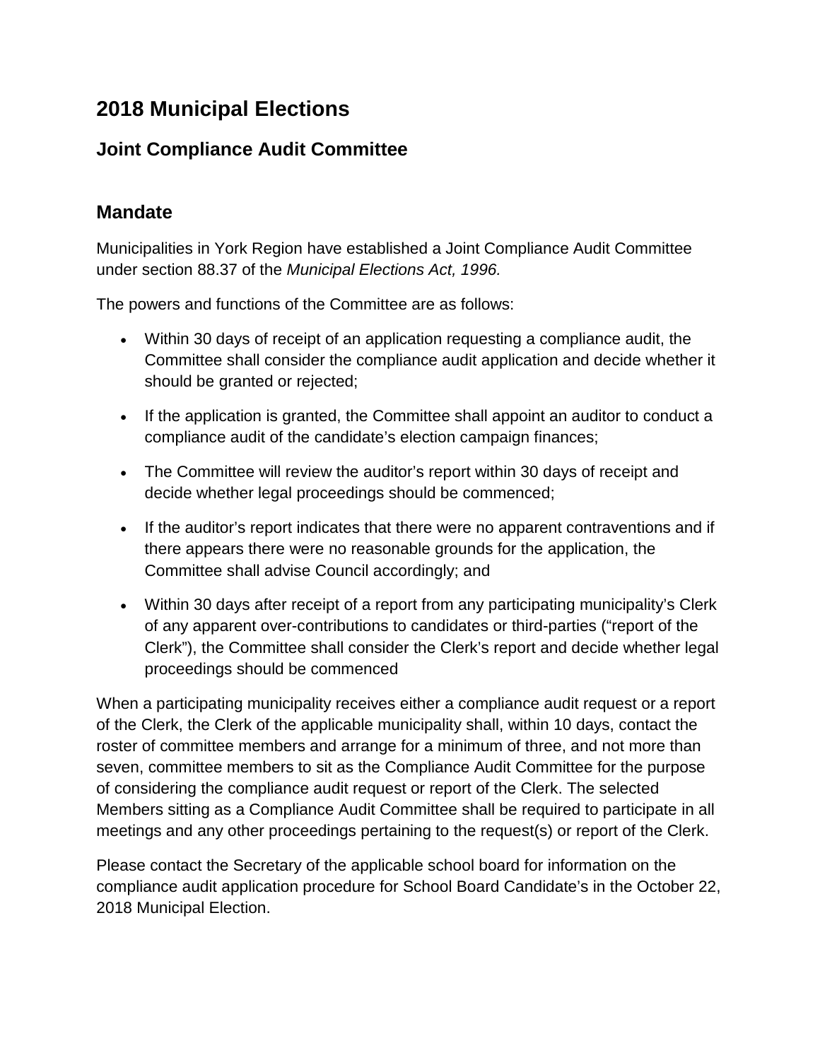# 2018 Municipal Elections

## Joint Compliance Audit Committee

## Mandate

Municipalities in York Region have established a Joint Compliance Audit Committee under section 88.37 of the *Municipal Elections Act, 1996.*

The powers and functions of the Committee are as follows:

- Within 30 days of receipt of an application requesting a compliance audit, the Committee shall consider the compliance audit application and decide whether it should be granted or rejected;
- If the application is granted, the Committee shall appoint an auditor to conduct a compliance audit of the candidate's election campaign finances;
- The Committee will review the auditor's report within 30 days of receipt and decide whether legal proceedings should be commenced;
- If the auditor's report indicates that there were no apparent contraventions and if there appears there were no reasonable grounds for the application, the Committee shall advise Council accordingly; and
- Within 30 days after receipt of a report from any participating municipality's Clerk of any apparent over-contributions to candidates or third-parties ("report of the Clerk"), the Committee shall consider the Clerk's report and decide whether legal proceedings should be commenced

When a participating municipality receives either a compliance audit request or a report of the Clerk, the Clerk of the applicable municipality shall, within 10 days, contact the roster of committee members and arrange for a minimum of three, and not more than seven, committee members to sit as the Compliance Audit Committee for the purpose of considering the compliance audit request or report of the Clerk. The selected Members sitting as a Compliance Audit Committee shall be required to participate in all meetings and any other proceedings pertaining to the request(s) or report of the Clerk.

Please contact the Secretary of the applicable school board for information on the compliance audit application procedure for School Board Candidate's in the October 22, 2018 Municipal Election.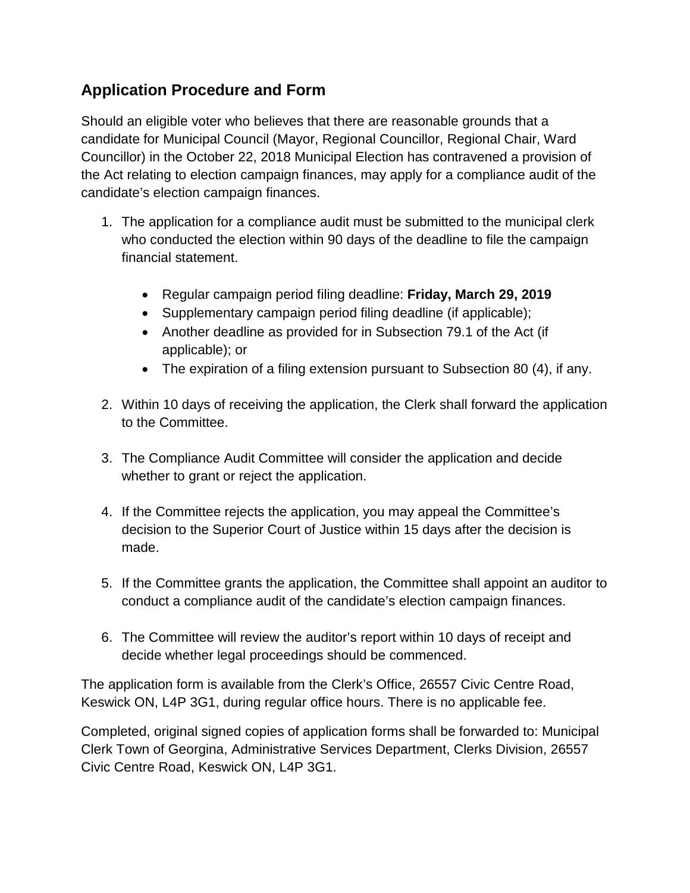## Application Procedure and Form

Should an eligible voter who believes that there are reasonable grounds that a candidate for Municipal Council (Mayor, Regional Councillor, Regional Chair, Ward Councillor) in the October 22, 2018 Municipal Election has contravened a provision of the Act relating to election campaign finances, may apply for a compliance audit of the candidate's election campaign finances.

1. The application for a compliance audit must be submitted to the municipal clerk who conducted the election within 90 days of the deadline to file the campaign financial statement.

   - Regular campaign period filing deadline: **Friday, March 29, 2019**
   - Supplementary campaign period filing deadline (if applicable);
   - Another deadline as provided for in Subsection 79.1 of the Act (if applicable); or
   - The expiration of a filing extension pursuant to Subsection 80 (4), if any.

2. Within 10 days of receiving the application, the Clerk shall forward the application to the Committee.

3. The Compliance Audit Committee will consider the application and decide whether to grant or reject the application.

4. If the Committee rejects the application, you may appeal the Committee's decision to the Superior Court of Justice within 15 days after the decision is made.

5. If the Committee grants the application, the Committee shall appoint an auditor to conduct a compliance audit of the candidate's election campaign finances.

6. The Committee will review the auditor's report within 10 days of receipt and decide whether legal proceedings should be commenced.

The application form is available from the Clerk's Office, 26557 Civic Centre Road, Keswick ON, L4P 3G1, during regular office hours. There is no applicable fee.

Completed, original signed copies of application forms shall be forwarded to: Municipal Clerk Town of Georgina, Administrative Services Department, Clerks Division, 26557 Civic Centre Road, Keswick ON, L4P 3G1.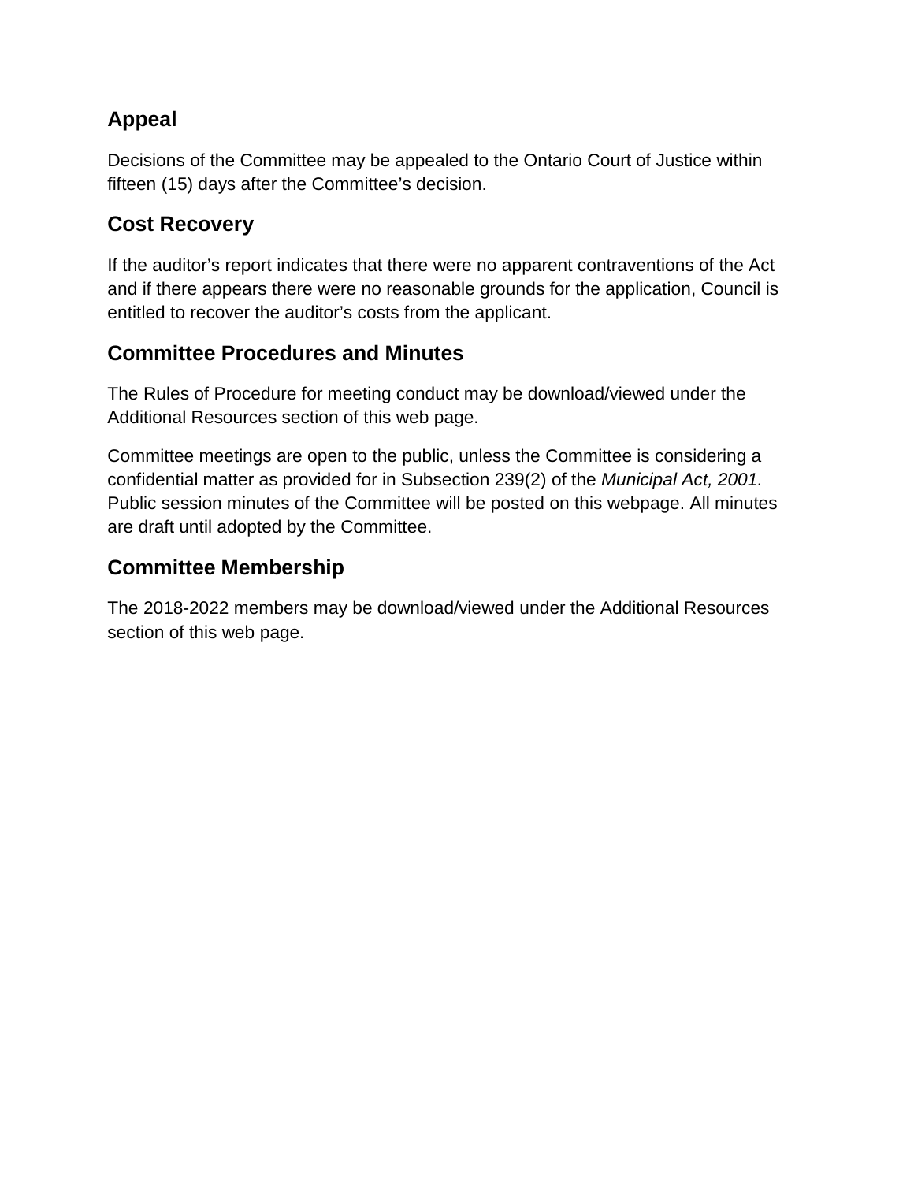## Appeal

Decisions of the Committee may be appealed to the Ontario Court of Justice within fifteen (15) days after the Committee's decision.

## Cost Recovery

If the auditor's report indicates that there were no apparent contraventions of the Act and if there appears there were no reasonable grounds for the application, Council is entitled to recover the auditor's costs from the applicant.

## Committee Procedures and Minutes

The Rules of Procedure for meeting conduct may be download/viewed under the Additional Resources section of this web page.

Committee meetings are open to the public, unless the Committee is considering a confidential matter as provided for in Subsection 239(2) of the *Municipal Act, 2001.* Public session minutes of the Committee will be posted on this webpage. All minutes are draft until adopted by the Committee.

## Committee Membership

The 2018-2022 members may be download/viewed under the Additional Resources section of this web page.